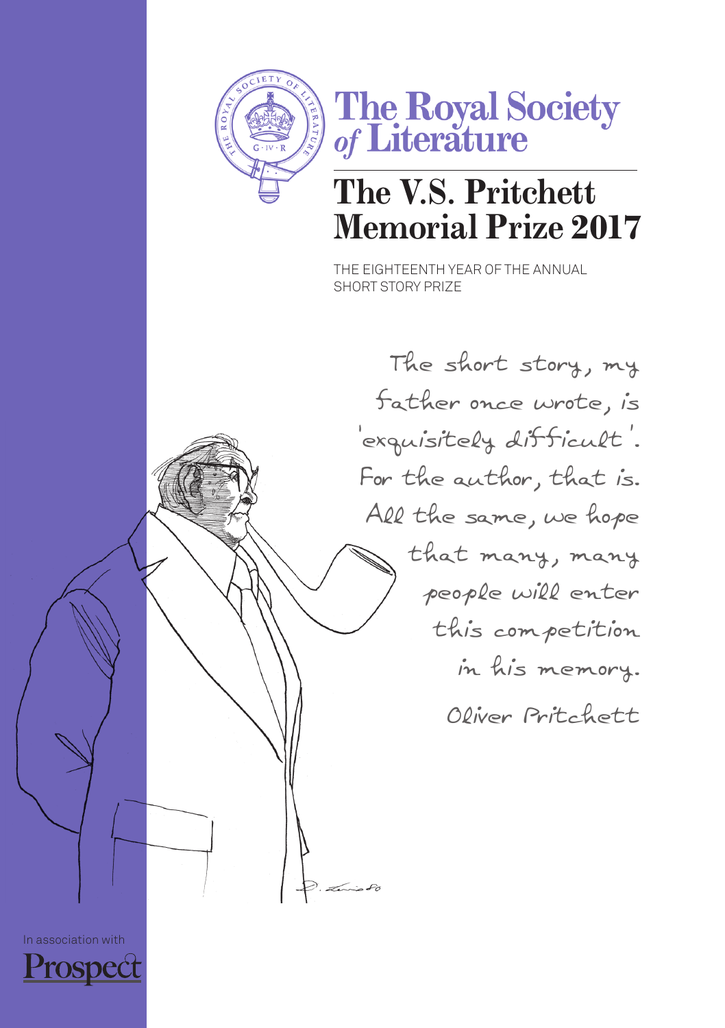# The Royal Society of Literature

## The V.S. Pritchett Memorial Prize 2017

THE EIGHTEENTH YEAR OF THE ANNUAL SHORT STORY PRIZE

The short story, my father once wrote, is 'exquisitely difficult'. For the author, that is. All the same, we hope that many, many people will enter this competition in his memory.

Oliver Pritchett

In association with Prospect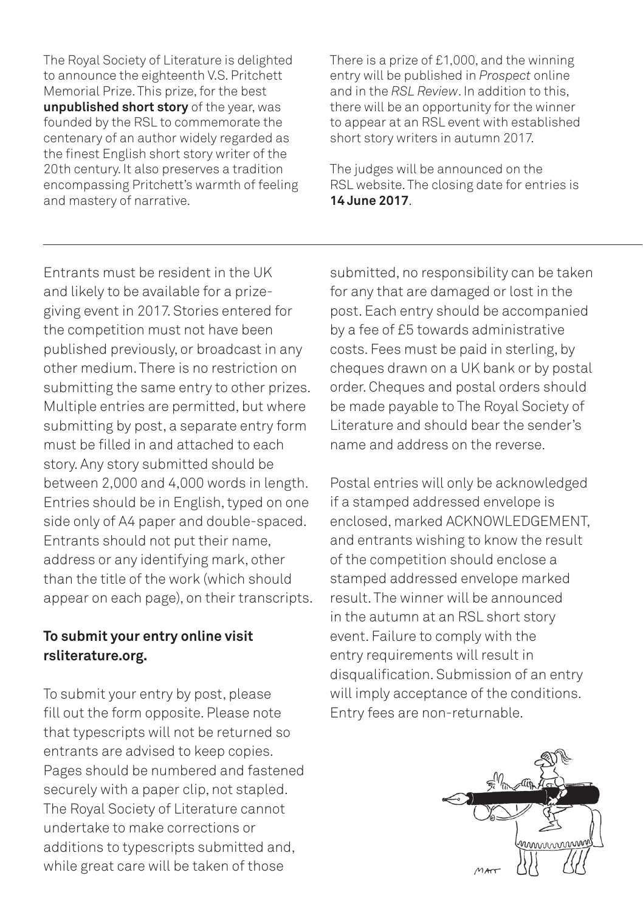The Royal Society of Literature is delighted to announce the eighteenth V.S. Pritchett Memorial Prize. This prize, for the best **unpublished short story** of the year, was founded by the RSL to commemorate the centenary of an author widely regarded as the finest English short story writer of the 20th century. It also preserves a tradition encompassing Pritchett's warmth of feeling and mastery of narrative.

There is a prize of £1,000, and the winning entry will be published in *Prospect* online and in the *RSL Review*. In addition to this, there will be an opportunity for the winner to appear at an RSL event with established short story writers in autumn 2017.

The judges will be announced on the RSL website. The closing date for entries is **14 June 2017**.

---

Entrants must be resident in the UK and likely to be available for a prize-giving event in 2017. Stories entered for the competition must not have been published previously, or broadcast in any other medium. There is no restriction on submitting the same entry to other prizes. Multiple entries are permitted, but where submitting by post, a separate entry form must be filled in and attached to each story. Any story submitted should be between 2,000 and 4,000 words in length. Entries should be in English, typed on one side only of A4 paper and double-spaced. Entrants should not put their name, address or any identifying mark, other than the title of the work (which should appear on each page), on their transcripts.

**To submit your entry online visit rsliterature.org.**

To submit your entry by post, please fill out the form opposite. Please note that typescripts will not be returned so entrants are advised to keep copies. Pages should be numbered and fastened securely with a paper clip, not stapled. The Royal Society of Literature cannot undertake to make corrections or additions to typescripts submitted and, while great care will be taken of those submitted, no responsibility can be taken for any that are damaged or lost in the post. Each entry should be accompanied by a fee of £5 towards administrative costs. Fees must be paid in sterling, by cheques drawn on a UK bank or by postal order. Cheques and postal orders should be made payable to The Royal Society of Literature and should bear the sender's name and address on the reverse.

Postal entries will only be acknowledged if a stamped addressed envelope is enclosed, marked ACKNOWLEDGEMENT, and entrants wishing to know the result of the competition should enclose a stamped addressed envelope marked result. The winner will be announced in the autumn at an RSL short story event. Failure to comply with the entry requirements will result in disqualification. Submission of an entry will imply acceptance of the conditions. Entry fees are non-returnable.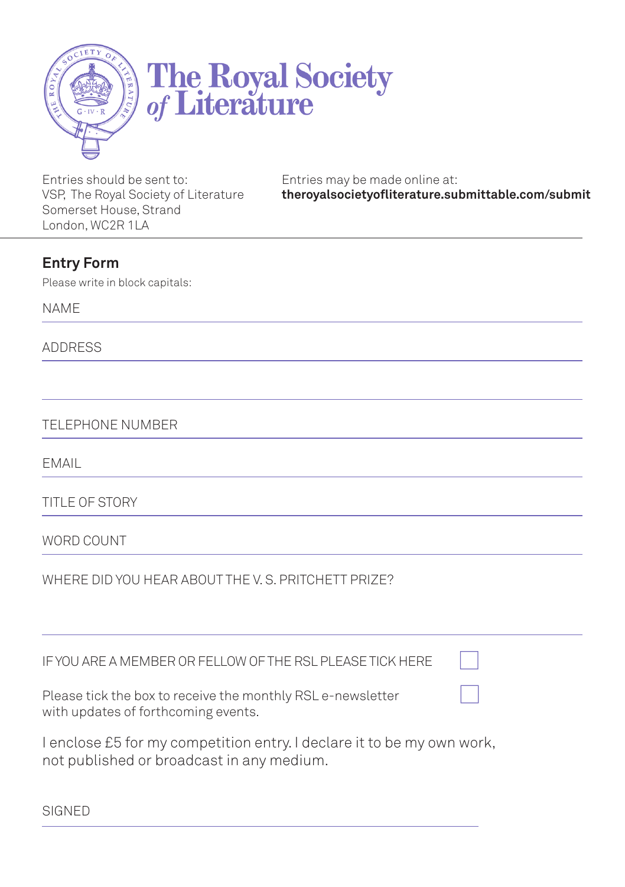The Royal Society *of* Literature

Entries should be sent to:
VSP, The Royal Society of Literature
Somerset House, Strand
London, WC2R 1LA

Entries may be made online at:
**theroyalsocietyofliterature.submittable.com/submit**

---

## Entry Form

Please write in block capitals:

NAME

ADDRESS

TELEPHONE NUMBER

EMAIL

TITLE OF STORY

WORD COUNT

WHERE DID YOU HEAR ABOUT THE V. S. PRITCHETT PRIZE?

IF YOU ARE A MEMBER OR FELLOW OF THE RSL PLEASE TICK HERE ☐

Please tick the box to receive the monthly RSL e-newsletter with updates of forthcoming events. ☐

I enclose £5 for my competition entry. I declare it to be my own work, not published or broadcast in any medium.

SIGNED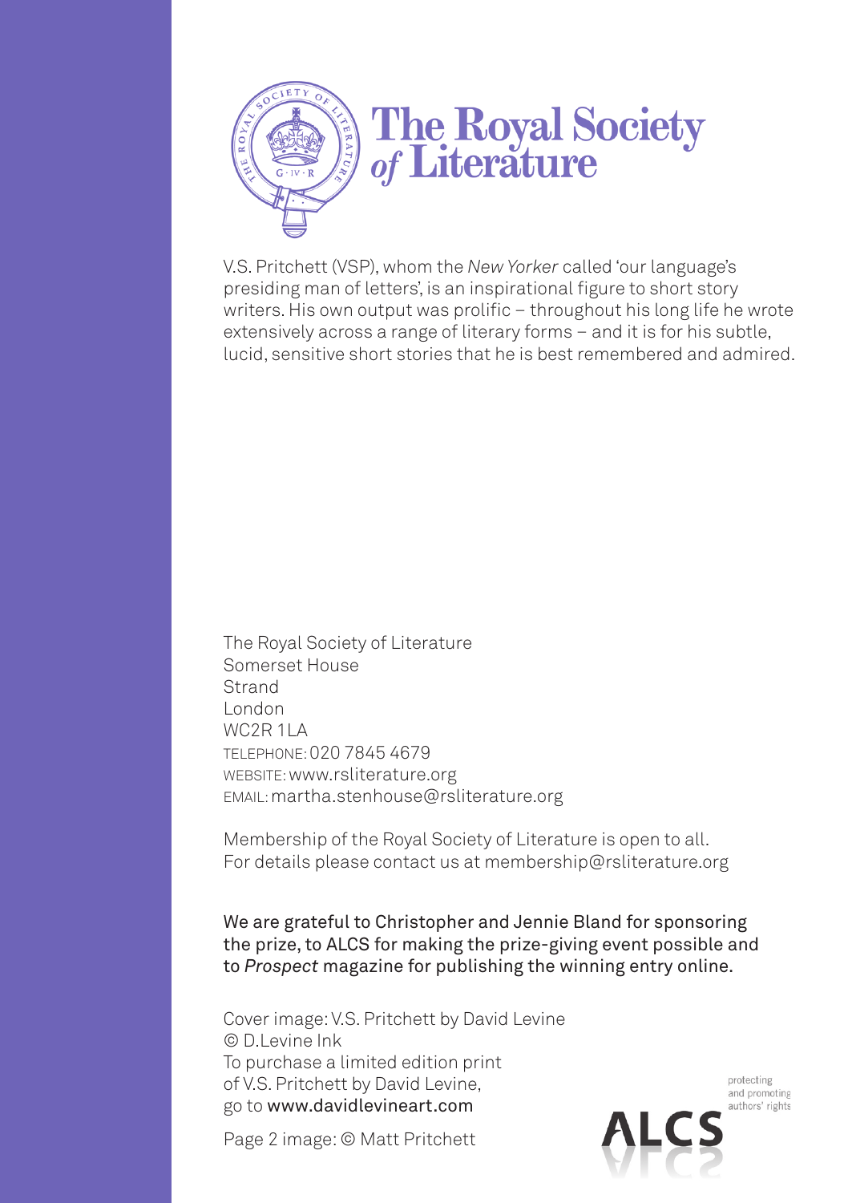# The Royal Society *of* Literature

V.S. Pritchett (VSP), whom the *New Yorker* called 'our language's presiding man of letters', is an inspirational figure to short story writers. His own output was prolific – throughout his long life he wrote extensively across a range of literary forms – and it is for his subtle, lucid, sensitive short stories that he is best remembered and admired.

The Royal Society of Literature
Somerset House
Strand
London
WC2R 1LA
TELEPHONE: 020 7845 4679
WEBSITE: www.rsliterature.org
EMAIL: martha.stenhouse@rsliterature.org

Membership of the Royal Society of Literature is open to all.
For details please contact us at membership@rsliterature.org

We are grateful to Christopher and Jennie Bland for sponsoring the prize, to ALCS for making the prize-giving event possible and to *Prospect* magazine for publishing the winning entry online.

Cover image: V.S. Pritchett by David Levine
© D.Levine Ink
To purchase a limited edition print of V.S. Pritchett by David Levine,
go to **www.davidlevineart.com**

Page 2 image: © Matt Pritchett

ALCS
protecting and promoting authors' rights